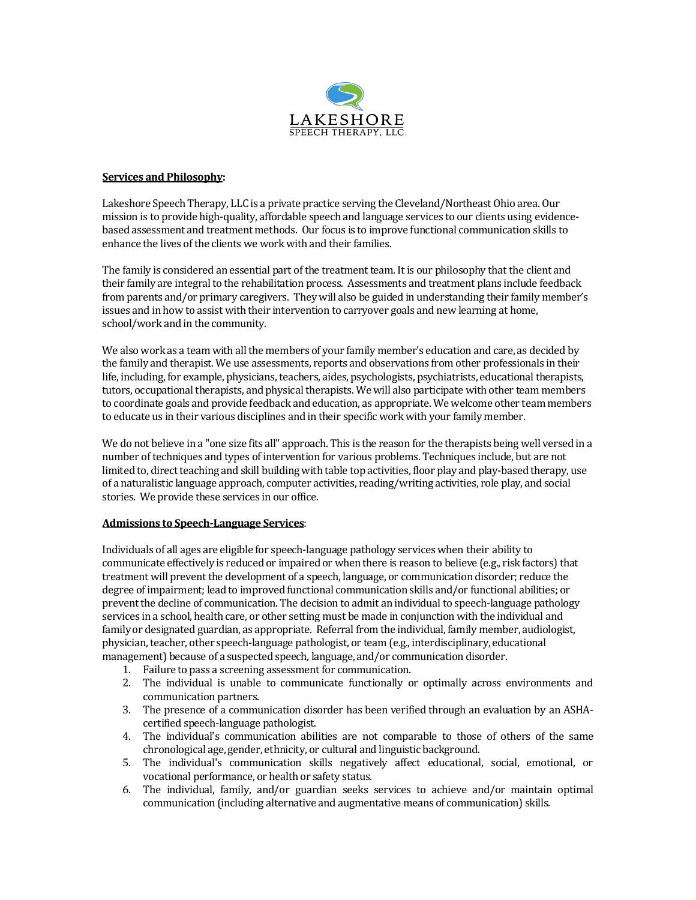LAKESHORE
SPEECH THERAPY, LLC.

**Services and Philosophy:**

Lakeshore Speech Therapy, LLC is a private practice serving the Cleveland/Northeast Ohio area. Our mission is to provide high-quality, affordable speech and language services to our clients using evidence-based assessment and treatment methods. Our focus is to improve functional communication skills to enhance the lives of the clients we work with and their families.

The family is considered an essential part of the treatment team. It is our philosophy that the client and their family are integral to the rehabilitation process. Assessments and treatment plans include feedback from parents and/or primary caregivers. They will also be guided in understanding their family member's issues and in how to assist with their intervention to carryover goals and new learning at home, school/work and in the community.

We also work as a team with all the members of your family member's education and care, as decided by the family and therapist. We use assessments, reports and observations from other professionals in their life, including, for example, physicians, teachers, aides, psychologists, psychiatrists, educational therapists, tutors, occupational therapists, and physical therapists. We will also participate with other team members to coordinate goals and provide feedback and education, as appropriate. We welcome other team members to educate us in their various disciplines and in their specific work with your family member.

We do not believe in a "one size fits all" approach. This is the reason for the therapists being well versed in a number of techniques and types of intervention for various problems. Techniques include, but are not limited to, direct teaching and skill building with table top activities, floor play and play-based therapy, use of a naturalistic language approach, computer activities, reading/writing activities, role play, and social stories. We provide these services in our office.

**Admissions to Speech-Language Services:**

Individuals of all ages are eligible for speech-language pathology services when their ability to communicate effectively is reduced or impaired or when there is reason to believe (e.g., risk factors) that treatment will prevent the development of a speech, language, or communication disorder; reduce the degree of impairment; lead to improved functional communication skills and/or functional abilities; or prevent the decline of communication. The decision to admit an individual to speech-language pathology services in a school, health care, or other setting must be made in conjunction with the individual and family or designated guardian, as appropriate. Referral from the individual, family member, audiologist, physician, teacher, other speech-language pathologist, or team (e.g., interdisciplinary, educational management) because of a suspected speech, language, and/or communication disorder.

1. Failure to pass a screening assessment for communication.
2. The individual is unable to communicate functionally or optimally across environments and communication partners.
3. The presence of a communication disorder has been verified through an evaluation by an ASHA-certified speech-language pathologist.
4. The individual's communication abilities are not comparable to those of others of the same chronological age, gender, ethnicity, or cultural and linguistic background.
5. The individual's communication skills negatively affect educational, social, emotional, or vocational performance, or health or safety status.
6. The individual, family, and/or guardian seeks services to achieve and/or maintain optimal communication (including alternative and augmentative means of communication) skills.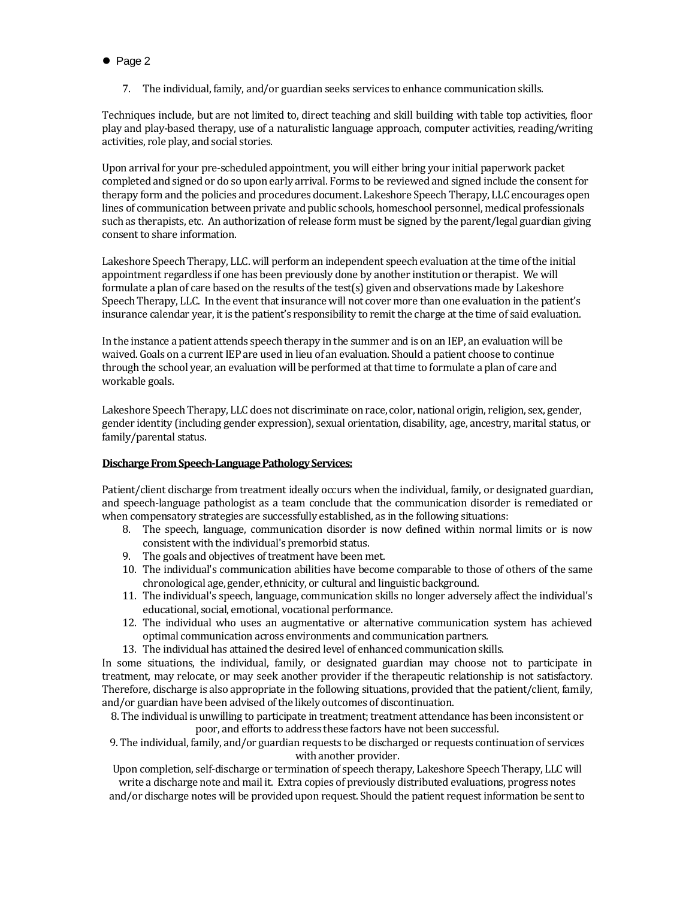7. The individual, family, and/or guardian seeks services to enhance communication skills.

Techniques include, but are not limited to, direct teaching and skill building with table top activities, floor play and play-based therapy, use of a naturalistic language approach, computer activities, reading/writing activities, role play, and social stories.

Upon arrival for your pre-scheduled appointment, you will either bring your initial paperwork packet completed and signed or do so upon early arrival. Forms to be reviewed and signed include the consent for therapy form and the policies and procedures document. Lakeshore Speech Therapy, LLC encourages open lines of communication between private and public schools, homeschool personnel, medical professionals such as therapists, etc. An authorization of release form must be signed by the parent/legal guardian giving consent to share information.

Lakeshore Speech Therapy, LLC. will perform an independent speech evaluation at the time of the initial appointment regardless if one has been previously done by another institution or therapist. We will formulate a plan of care based on the results of the test(s) given and observations made by Lakeshore Speech Therapy, LLC. In the event that insurance will not cover more than one evaluation in the patient's insurance calendar year, it is the patient's responsibility to remit the charge at the time of said evaluation.

In the instance a patient attends speech therapy in the summer and is on an IEP, an evaluation will be waived. Goals on a current IEP are used in lieu of an evaluation. Should a patient choose to continue through the school year, an evaluation will be performed at that time to formulate a plan of care and workable goals.

Lakeshore Speech Therapy, LLC does not discriminate on race, color, national origin, religion, sex, gender, gender identity (including gender expression), sexual orientation, disability, age, ancestry, marital status, or family/parental status.

**Discharge From Speech-Language Pathology Services:**

Patient/client discharge from treatment ideally occurs when the individual, family, or designated guardian, and speech-language pathologist as a team conclude that the communication disorder is remediated or when compensatory strategies are successfully established, as in the following situations:

8. The speech, language, communication disorder is now defined within normal limits or is now consistent with the individual's premorbid status.
9. The goals and objectives of treatment have been met.
10. The individual's communication abilities have become comparable to those of others of the same chronological age, gender, ethnicity, or cultural and linguistic background.
11. The individual's speech, language, communication skills no longer adversely affect the individual's educational, social, emotional, vocational performance.
12. The individual who uses an augmentative or alternative communication system has achieved optimal communication across environments and communication partners.
13. The individual has attained the desired level of enhanced communication skills.

In some situations, the individual, family, or designated guardian may choose not to participate in treatment, may relocate, or may seek another provider if the therapeutic relationship is not satisfactory. Therefore, discharge is also appropriate in the following situations, provided that the patient/client, family, and/or guardian have been advised of the likely outcomes of discontinuation.

8. The individual is unwilling to participate in treatment; treatment attendance has been inconsistent or poor, and efforts to address these factors have not been successful.

9. The individual, family, and/or guardian requests to be discharged or requests continuation of services with another provider.

Upon completion, self-discharge or termination of speech therapy, Lakeshore Speech Therapy, LLC will write a discharge note and mail it. Extra copies of previously distributed evaluations, progress notes and/or discharge notes will be provided upon request. Should the patient request information be sent to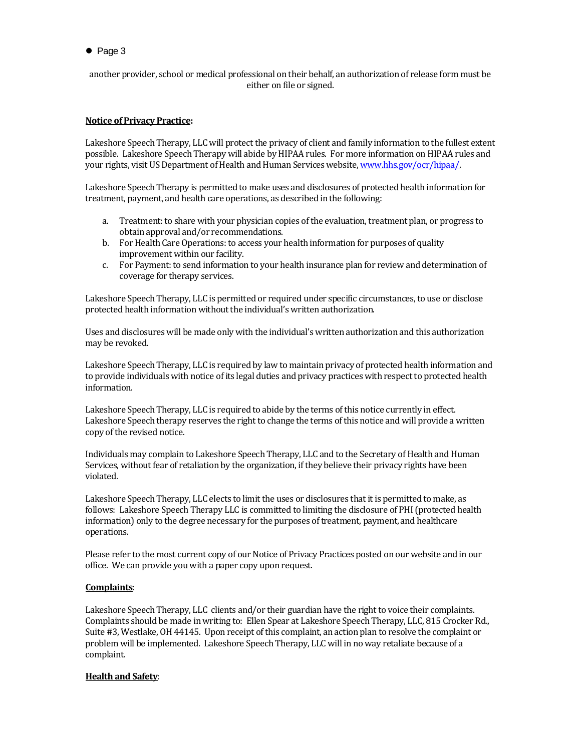another provider, school or medical professional on their behalf, an authorization of release form must be either on file or signed.

**Notice of Privacy Practice:**

Lakeshore Speech Therapy, LLC will protect the privacy of client and family information to the fullest extent possible. Lakeshore Speech Therapy will abide by HIPAA rules. For more information on HIPAA rules and your rights, visit US Department of Health and Human Services website, [www.hhs.gov/ocr/hipaa/](http://www.hhs.gov/ocr/hipaa/).

Lakeshore Speech Therapy is permitted to make uses and disclosures of protected health information for treatment, payment, and health care operations, as described in the following:

a. Treatment: to share with your physician copies of the evaluation, treatment plan, or progress to obtain approval and/or recommendations.
b. For Health Care Operations: to access your health information for purposes of quality improvement within our facility.
c. For Payment: to send information to your health insurance plan for review and determination of coverage for therapy services.

Lakeshore Speech Therapy, LLC is permitted or required under specific circumstances, to use or disclose protected health information without the individual's written authorization.

Uses and disclosures will be made only with the individual's written authorization and this authorization may be revoked.

Lakeshore Speech Therapy, LLC is required by law to maintain privacy of protected health information and to provide individuals with notice of its legal duties and privacy practices with respect to protected health information.

Lakeshore Speech Therapy, LLC is required to abide by the terms of this notice currently in effect. Lakeshore Speech therapy reserves the right to change the terms of this notice and will provide a written copy of the revised notice.

Individuals may complain to Lakeshore Speech Therapy, LLC and to the Secretary of Health and Human Services, without fear of retaliation by the organization, if they believe their privacy rights have been violated.

Lakeshore Speech Therapy, LLC elects to limit the uses or disclosures that it is permitted to make, as follows: Lakeshore Speech Therapy LLC is committed to limiting the disclosure of PHI (protected health information) only to the degree necessary for the purposes of treatment, payment, and healthcare operations.

Please refer to the most current copy of our Notice of Privacy Practices posted on our website and in our office. We can provide you with a paper copy upon request.

**Complaints**:

Lakeshore Speech Therapy, LLC clients and/or their guardian have the right to voice their complaints. Complaints should be made in writing to: Ellen Spear at Lakeshore Speech Therapy, LLC, 815 Crocker Rd., Suite #3, Westlake, OH 44145. Upon receipt of this complaint, an action plan to resolve the complaint or problem will be implemented. Lakeshore Speech Therapy, LLC will in no way retaliate because of a complaint.

**Health and Safety**: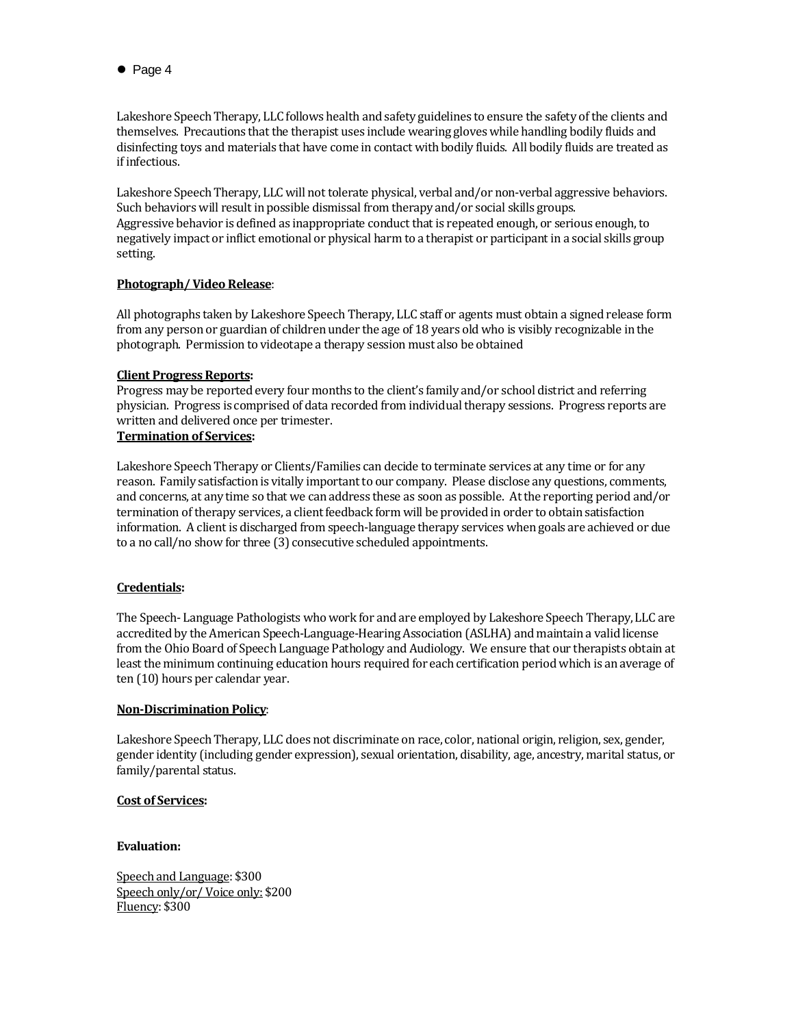Lakeshore Speech Therapy, LLC follows health and safety guidelines to ensure the safety of the clients and themselves. Precautions that the therapist uses include wearing gloves while handling bodily fluids and disinfecting toys and materials that have come in contact with bodily fluids. All bodily fluids are treated as if infectious.

Lakeshore Speech Therapy, LLC will not tolerate physical, verbal and/or non-verbal aggressive behaviors. Such behaviors will result in possible dismissal from therapy and/or social skills groups.
Aggressive behavior is defined as inappropriate conduct that is repeated enough, or serious enough, to negatively impact or inflict emotional or physical harm to a therapist or participant in a social skills group setting.

**Photograph/ Video Release**:

All photographs taken by Lakeshore Speech Therapy, LLC staff or agents must obtain a signed release form from any person or guardian of children under the age of 18 years old who is visibly recognizable in the photograph. Permission to videotape a therapy session must also be obtained

**Client Progress Reports:**

Progress may be reported every four months to the client's family and/or school district and referring physician. Progress is comprised of data recorded from individual therapy sessions. Progress reports are written and delivered once per trimester.

**Termination of Services:**

Lakeshore Speech Therapy or Clients/Families can decide to terminate services at any time or for any reason. Family satisfaction is vitally important to our company. Please disclose any questions, comments, and concerns, at any time so that we can address these as soon as possible. At the reporting period and/or termination of therapy services, a client feedback form will be provided in order to obtain satisfaction information. A client is discharged from speech-language therapy services when goals are achieved or due to a no call/no show for three (3) consecutive scheduled appointments.

**Credentials:**

The Speech- Language Pathologists who work for and are employed by Lakeshore Speech Therapy, LLC are accredited by the American Speech-Language-Hearing Association (ASLHA) and maintain a valid license from the Ohio Board of Speech Language Pathology and Audiology. We ensure that our therapists obtain at least the minimum continuing education hours required for each certification period which is an average of ten (10) hours per calendar year.

**Non-Discrimination Policy**:

Lakeshore Speech Therapy, LLC does not discriminate on race, color, national origin, religion, sex, gender, gender identity (including gender expression), sexual orientation, disability, age, ancestry, marital status, or family/parental status.

**Cost of Services:**

**Evaluation:**

Speech and Language: $300
Speech only/or/ Voice only: $200
Fluency: $300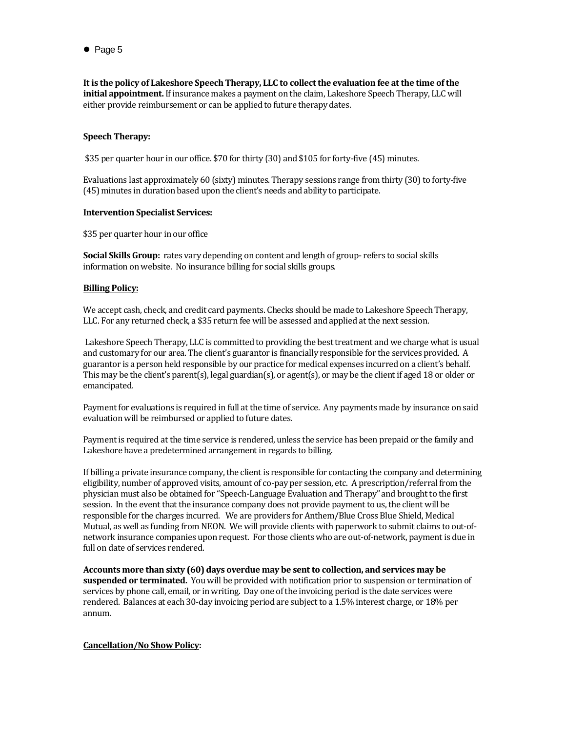**It is the policy of Lakeshore Speech Therapy, LLC to collect the evaluation fee at the time of the initial appointment.** If insurance makes a payment on the claim, Lakeshore Speech Therapy, LLC will either provide reimbursement or can be applied to future therapy dates.

**Speech Therapy:**

$35 per quarter hour in our office. $70 for thirty (30) and $105 for forty-five (45) minutes.

Evaluations last approximately 60 (sixty) minutes. Therapy sessions range from thirty (30) to forty-five (45) minutes in duration based upon the client's needs and ability to participate.

**Intervention Specialist Services:**

$35 per quarter hour in our office

**Social Skills Group:** rates vary depending on content and length of group- refers to social skills information on website. No insurance billing for social skills groups.

**Billing Policy:**

We accept cash, check, and credit card payments. Checks should be made to Lakeshore Speech Therapy, LLC. For any returned check, a $35 return fee will be assessed and applied at the next session.

Lakeshore Speech Therapy, LLC is committed to providing the best treatment and we charge what is usual and customary for our area. The client's guarantor is financially responsible for the services provided. A guarantor is a person held responsible by our practice for medical expenses incurred on a client's behalf. This may be the client's parent(s), legal guardian(s), or agent(s), or may be the client if aged 18 or older or emancipated.

Payment for evaluations is required in full at the time of service. Any payments made by insurance on said evaluation will be reimbursed or applied to future dates.

Payment is required at the time service is rendered, unless the service has been prepaid or the family and Lakeshore have a predetermined arrangement in regards to billing.

If billing a private insurance company, the client is responsible for contacting the company and determining eligibility, number of approved visits, amount of co-pay per session, etc. A prescription/referral from the physician must also be obtained for "Speech-Language Evaluation and Therapy" and brought to the first session. In the event that the insurance company does not provide payment to us, the client will be responsible for the charges incurred. We are providers for Anthem/Blue Cross Blue Shield, Medical Mutual, as well as funding from NEON. We will provide clients with paperwork to submit claims to out-of-network insurance companies upon request. For those clients who are out-of-network, payment is due in full on date of services rendered.

**Accounts more than sixty (60) days overdue may be sent to collection, and services may be suspended or terminated.** You will be provided with notification prior to suspension or termination of services by phone call, email, or in writing. Day one of the invoicing period is the date services were rendered. Balances at each 30-day invoicing period are subject to a 1.5% interest charge, or 18% per annum.

**Cancellation/No Show Policy:**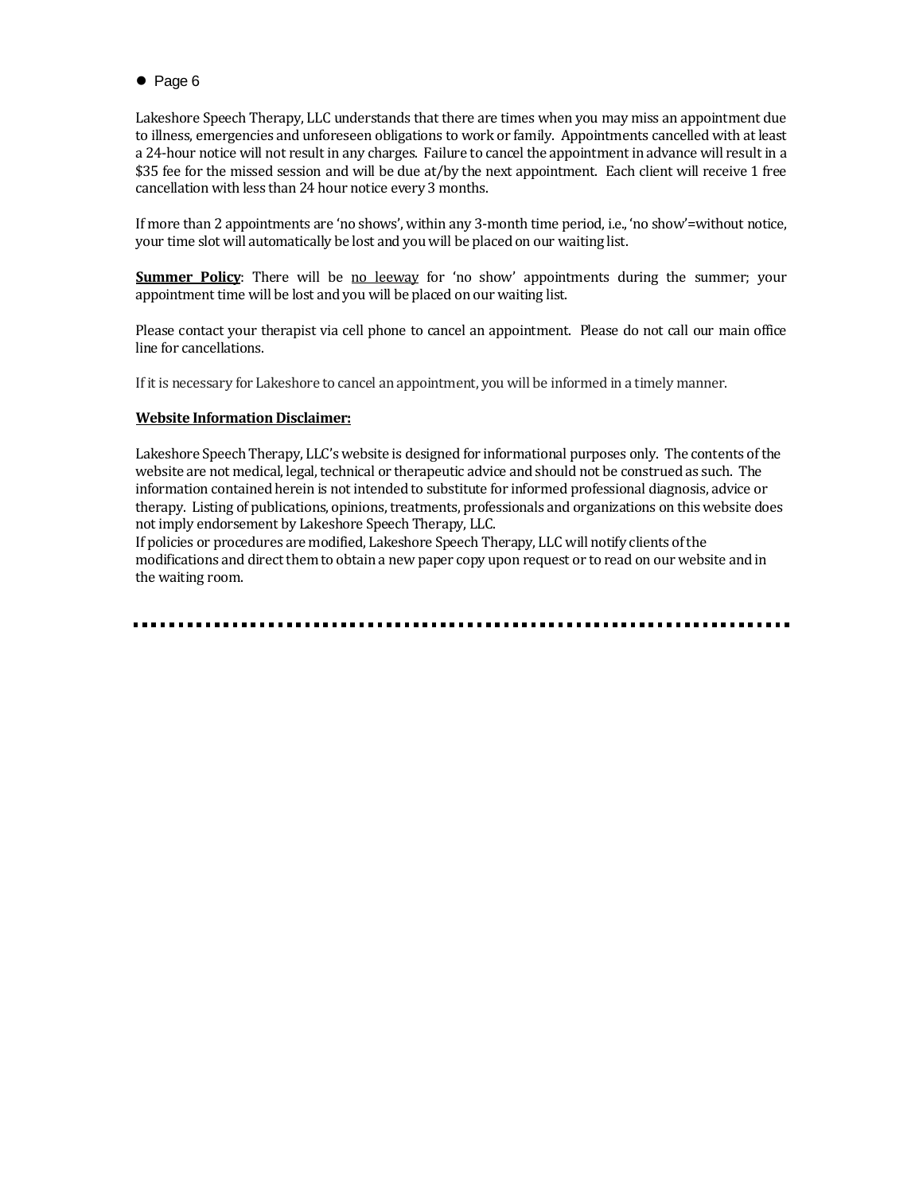Lakeshore Speech Therapy, LLC understands that there are times when you may miss an appointment due to illness, emergencies and unforeseen obligations to work or family. Appointments cancelled with at least a 24-hour notice will not result in any charges. Failure to cancel the appointment in advance will result in a $35 fee for the missed session and will be due at/by the next appointment. Each client will receive 1 free cancellation with less than 24 hour notice every 3 months.

If more than 2 appointments are 'no shows', within any 3-month time period, i.e., 'no show'=without notice, your time slot will automatically be lost and you will be placed on our waiting list.

**Summer Policy**: There will be no leeway for 'no show' appointments during the summer; your appointment time will be lost and you will be placed on our waiting list.

Please contact your therapist via cell phone to cancel an appointment. Please do not call our main office line for cancellations.

If it is necessary for Lakeshore to cancel an appointment, you will be informed in a timely manner.

**Website Information Disclaimer:**

Lakeshore Speech Therapy, LLC's website is designed for informational purposes only. The contents of the website are not medical, legal, technical or therapeutic advice and should not be construed as such. The information contained herein is not intended to substitute for informed professional diagnosis, advice or therapy. Listing of publications, opinions, treatments, professionals and organizations on this website does not imply endorsement by Lakeshore Speech Therapy, LLC.
If policies or procedures are modified, Lakeshore Speech Therapy, LLC will notify clients of the modifications and direct them to obtain a new paper copy upon request or to read on our website and in the waiting room.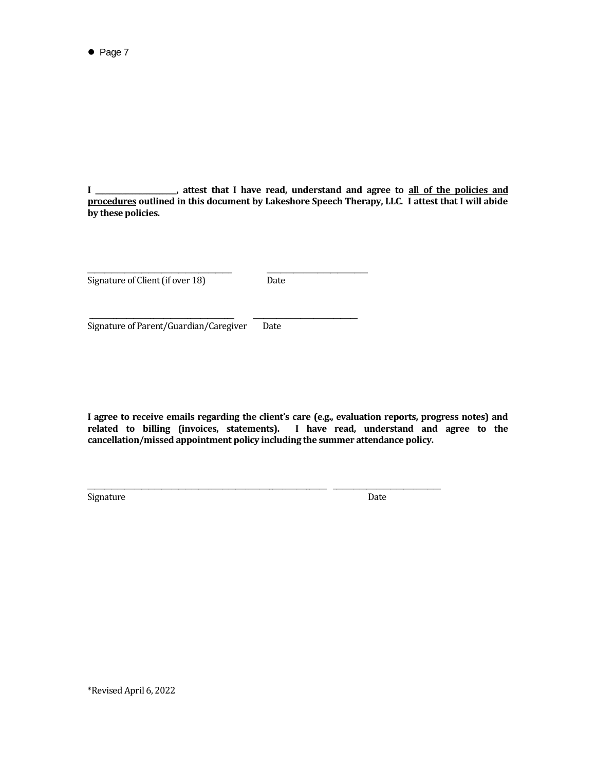**I \_\_\_\_\_\_\_\_\_\_\_\_\_\_\_\_\_\_\_\_\_\_, attest that I have read, understand and agree to <u>all of the policies and procedures</u> outlined in this document by Lakeshore Speech Therapy, LLC. I attest that I will abide by these policies.**

\_\_\_\_\_\_\_\_\_\_\_\_\_\_\_\_\_\_\_\_\_\_\_\_\_\_\_\_\_\_\_\_\_\_\_\_\_\_\_\_ \_\_\_\_\_\_\_\_\_\_\_\_\_\_\_\_\_\_\_\_\_\_\_\_\_\_\_\_
Signature of Client (if over 18) Date

\_\_\_\_\_\_\_\_\_\_\_\_\_\_\_\_\_\_\_\_\_\_\_\_\_\_\_\_\_\_\_\_\_\_\_\_\_\_\_\_ \_\_\_\_\_\_\_\_\_\_\_\_\_\_\_\_\_\_\_\_\_\_\_\_\_\_\_\_
Signature of Parent/Guardian/Caregiver Date

**I agree to receive emails regarding the client's care (e.g., evaluation reports, progress notes) and related to billing (invoices, statements). I have read, understand and agree to the cancellation/missed appointment policy including the summer attendance policy.**

\_\_\_\_\_\_\_\_\_\_\_\_\_\_\_\_\_\_\_\_\_\_\_\_\_\_\_\_\_\_\_\_\_\_\_\_\_\_\_\_\_\_\_\_\_\_\_\_\_\_\_\_\_\_\_\_\_\_\_\_\_\_\_\_ \_\_\_\_\_\_\_\_\_\_\_\_\_\_\_\_\_\_\_\_\_\_\_\_\_\_\_\_\_\_
Signature Date

*Revised April 6, 2022